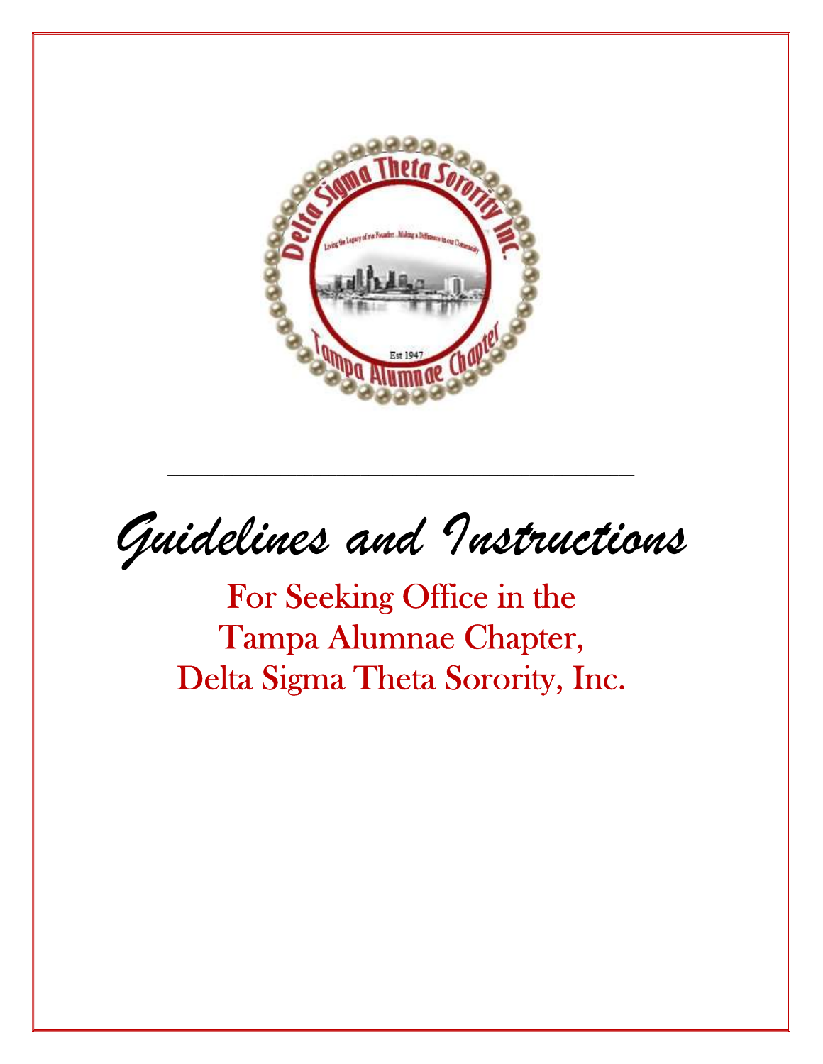# *Guidelines and Instructions*

## For Seeking Office in the Tampa Alumnae Chapter, Delta Sigma Theta Sorority, Inc.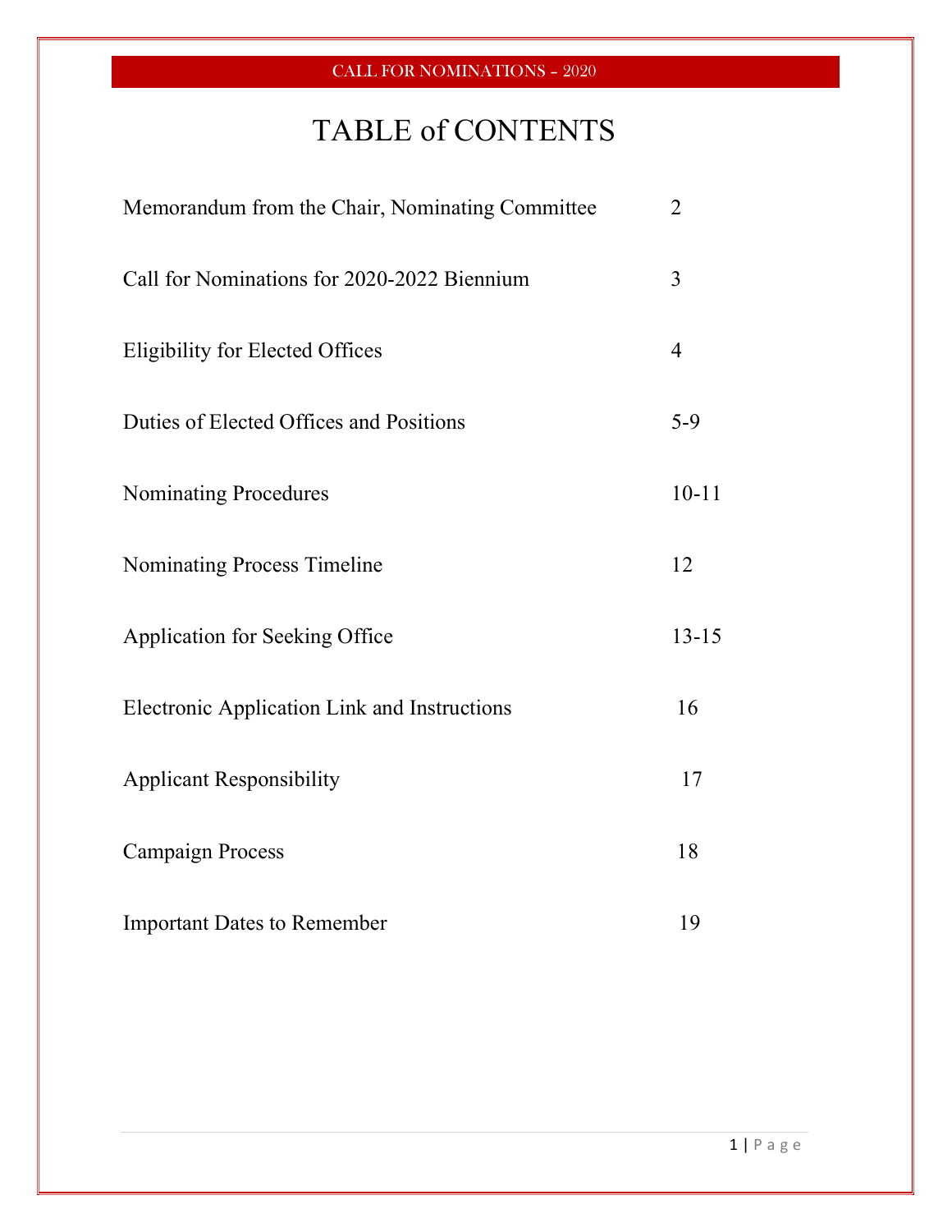# TABLE of CONTENTS

| | |
|---|---|
| Memorandum from the Chair, Nominating Committee | 2 |
| Call for Nominations for 2020-2022 Biennium | 3 |
| Eligibility for Elected Offices | 4 |
| Duties of Elected Offices and Positions | 5-9 |
| Nominating Procedures | 10-11 |
| Nominating Process Timeline | 12 |
| Application for Seeking Office | 13-15 |
| Electronic Application Link and Instructions | 16 |
| Applicant Responsibility | 17 |
| Campaign Process | 18 |
| Important Dates to Remember | 19 |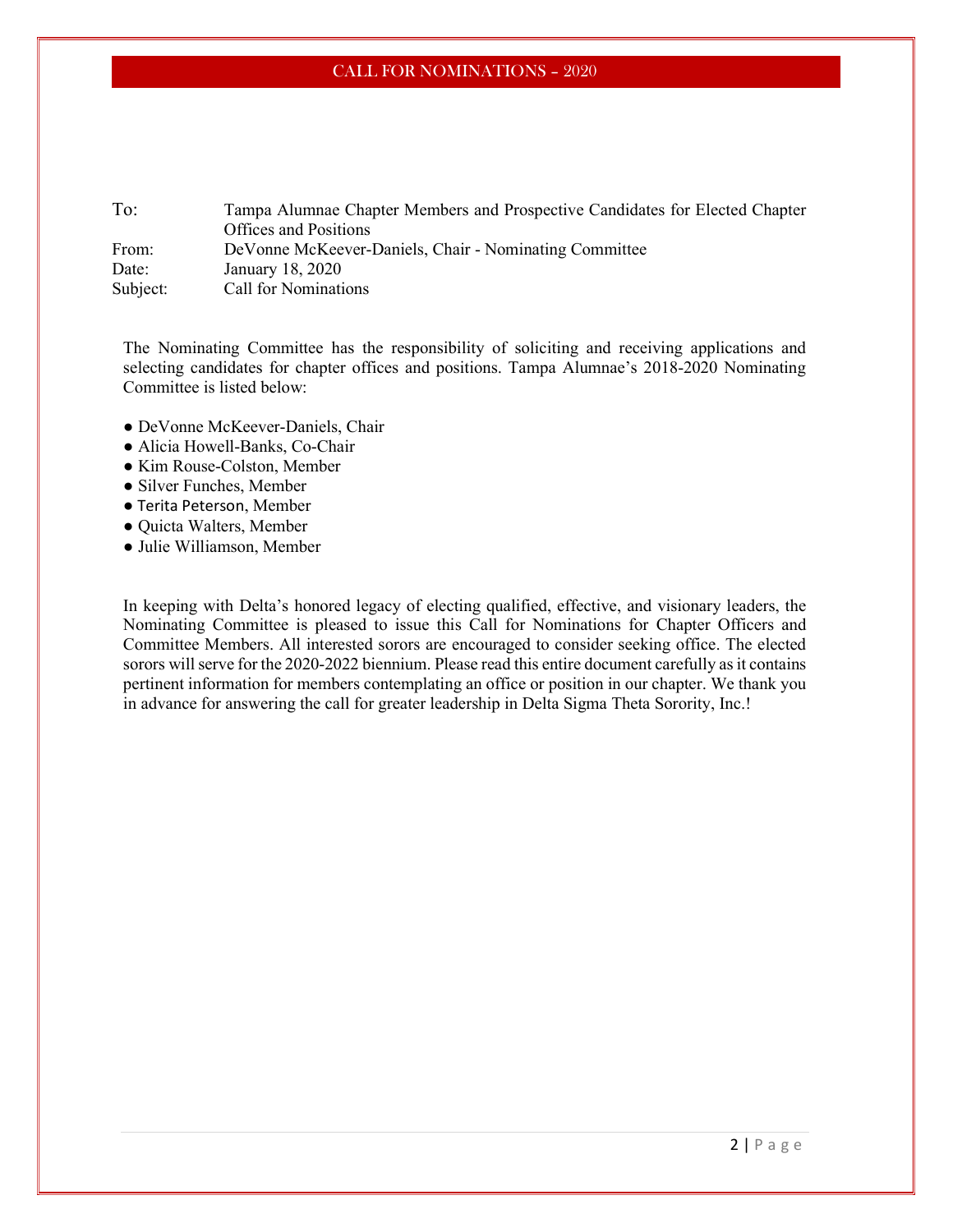To: Tampa Alumnae Chapter Members and Prospective Candidates for Elected Chapter Offices and Positions
From: DeVonne McKeever-Daniels, Chair - Nominating Committee
Date: January 18, 2020
Subject: Call for Nominations

The Nominating Committee has the responsibility of soliciting and receiving applications and selecting candidates for chapter offices and positions. Tampa Alumnae's 2018-2020 Nominating Committee is listed below:

- DeVonne McKeever-Daniels, Chair
- Alicia Howell-Banks, Co-Chair
- Kim Rouse-Colston, Member
- Silver Funches, Member
- Terita Peterson, Member
- Quicta Walters, Member
- Julie Williamson, Member

In keeping with Delta's honored legacy of electing qualified, effective, and visionary leaders, the Nominating Committee is pleased to issue this Call for Nominations for Chapter Officers and Committee Members. All interested sorors are encouraged to consider seeking office. The elected sorors will serve for the 2020-2022 biennium. Please read this entire document carefully as it contains pertinent information for members contemplating an office or position in our chapter. We thank you in advance for answering the call for greater leadership in Delta Sigma Theta Sorority, Inc.!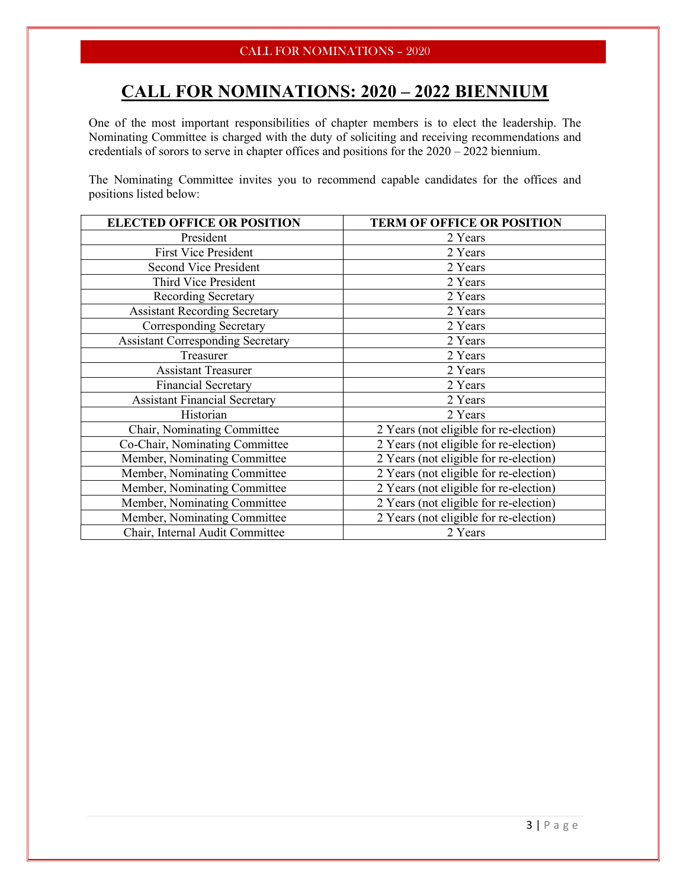# CALL FOR NOMINATIONS: 2020 – 2022 BIENNIUM

One of the most important responsibilities of chapter members is to elect the leadership. The Nominating Committee is charged with the duty of soliciting and receiving recommendations and credentials of sorors to serve in chapter offices and positions for the 2020 – 2022 biennium.

The Nominating Committee invites you to recommend capable candidates for the offices and positions listed below:

| ELECTED OFFICE OR POSITION | TERM OF OFFICE OR POSITION |
|---|---|
| President | 2 Years |
| First Vice President | 2 Years |
| Second Vice President | 2 Years |
| Third Vice President | 2 Years |
| Recording Secretary | 2 Years |
| Assistant Recording Secretary | 2 Years |
| Corresponding Secretary | 2 Years |
| Assistant Corresponding Secretary | 2 Years |
| Treasurer | 2 Years |
| Assistant Treasurer | 2 Years |
| Financial Secretary | 2 Years |
| Assistant Financial Secretary | 2 Years |
| Historian | 2 Years |
| Chair, Nominating Committee | 2 Years (not eligible for re-election) |
| Co-Chair, Nominating Committee | 2 Years (not eligible for re-election) |
| Member, Nominating Committee | 2 Years (not eligible for re-election) |
| Member, Nominating Committee | 2 Years (not eligible for re-election) |
| Member, Nominating Committee | 2 Years (not eligible for re-election) |
| Member, Nominating Committee | 2 Years (not eligible for re-election) |
| Member, Nominating Committee | 2 Years (not eligible for re-election) |
| Chair, Internal Audit Committee | 2 Years |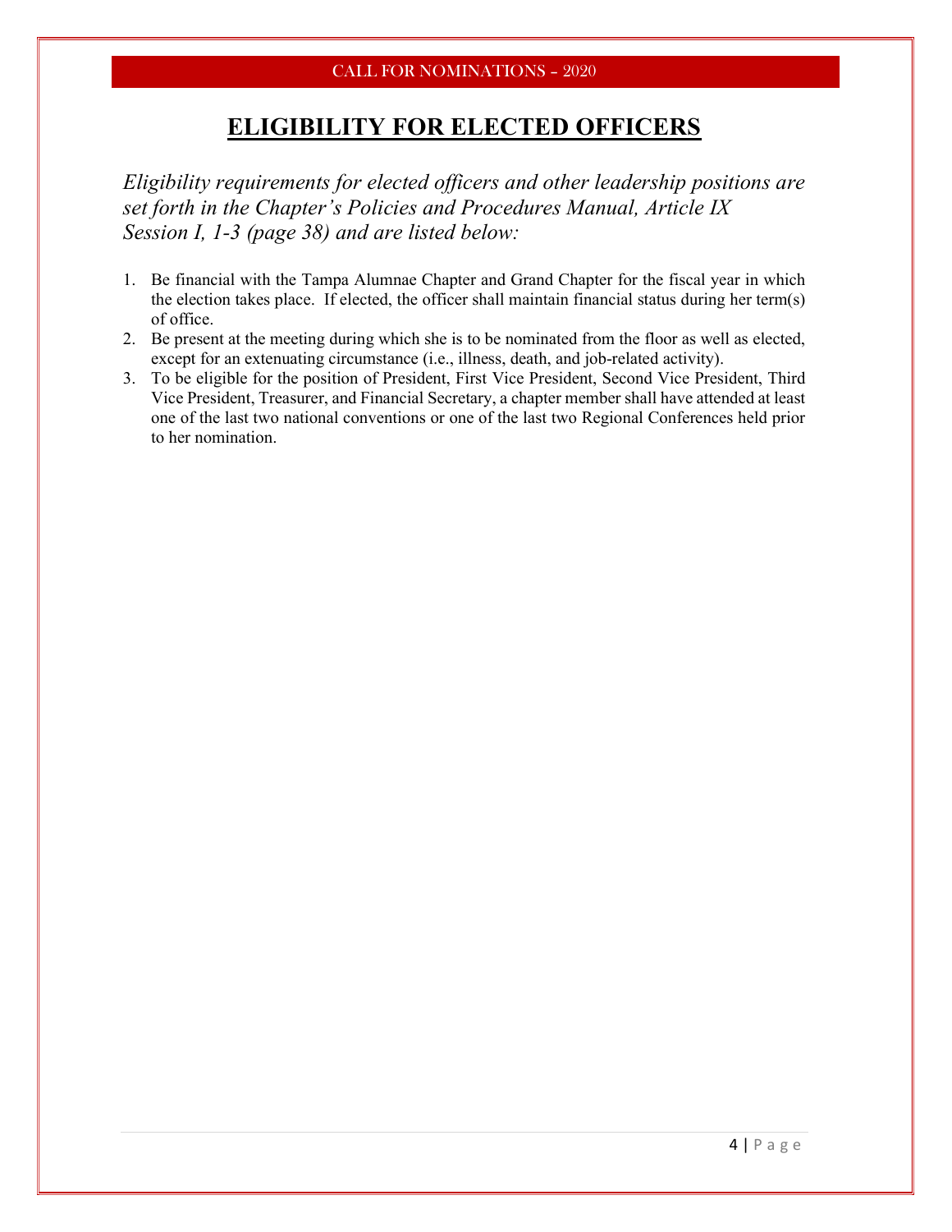# ELIGIBILITY FOR ELECTED OFFICERS

*Eligibility requirements for elected officers and other leadership positions are set forth in the Chapter's Policies and Procedures Manual, Article IX Session I, 1-3 (page 38) and are listed below:*

1. Be financial with the Tampa Alumnae Chapter and Grand Chapter for the fiscal year in which the election takes place. If elected, the officer shall maintain financial status during her term(s) of office.
2. Be present at the meeting during which she is to be nominated from the floor as well as elected, except for an extenuating circumstance (i.e., illness, death, and job-related activity).
3. To be eligible for the position of President, First Vice President, Second Vice President, Third Vice President, Treasurer, and Financial Secretary, a chapter member shall have attended at least one of the last two national conventions or one of the last two Regional Conferences held prior to her nomination.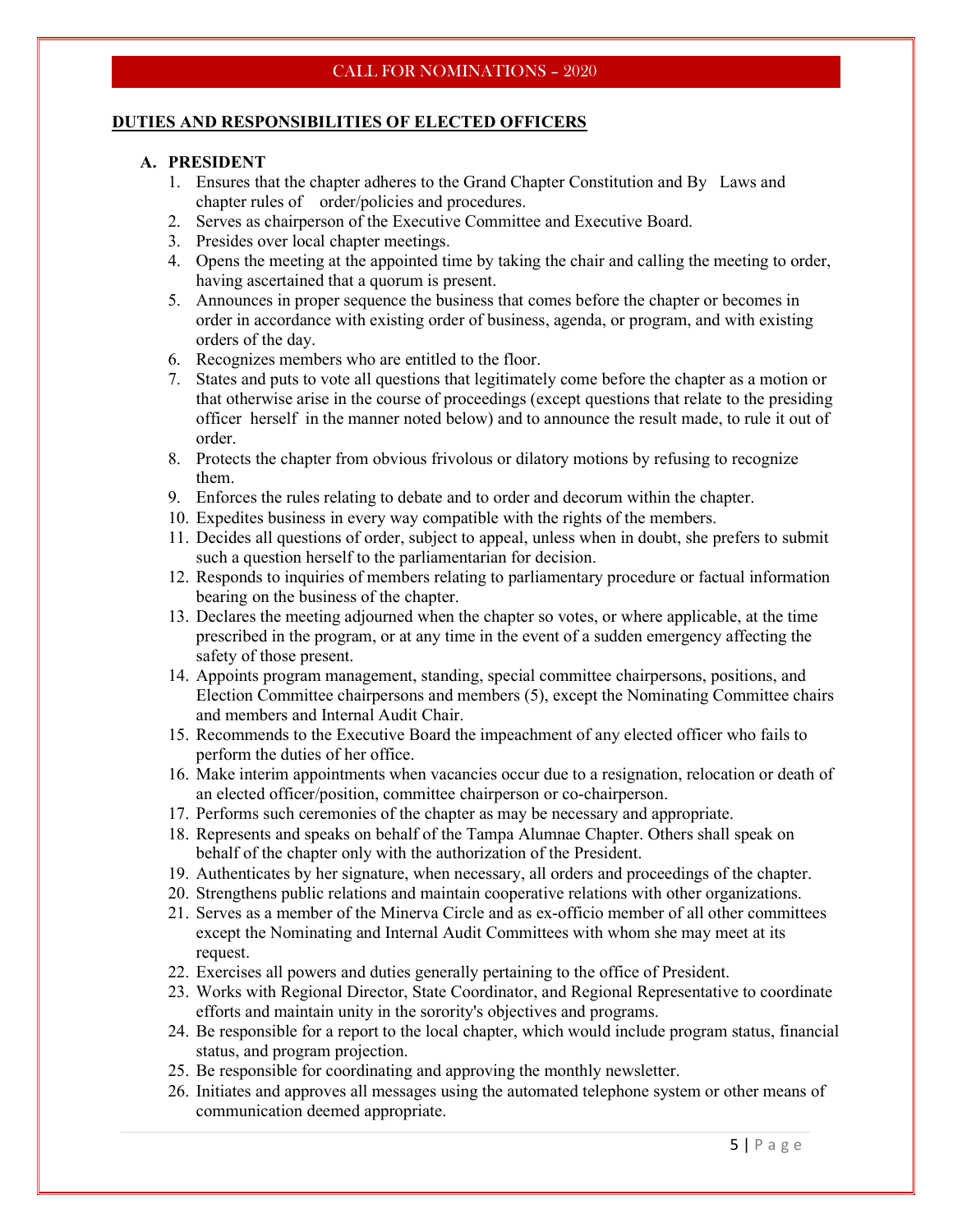## DUTIES AND RESPONSIBILITIES OF ELECTED OFFICERS

### A. PRESIDENT

1. Ensures that the chapter adheres to the Grand Chapter Constitution and By Laws and chapter rules of order/policies and procedures.
2. Serves as chairperson of the Executive Committee and Executive Board.
3. Presides over local chapter meetings.
4. Opens the meeting at the appointed time by taking the chair and calling the meeting to order, having ascertained that a quorum is present.
5. Announces in proper sequence the business that comes before the chapter or becomes in order in accordance with existing order of business, agenda, or program, and with existing orders of the day.
6. Recognizes members who are entitled to the floor.
7. States and puts to vote all questions that legitimately come before the chapter as a motion or that otherwise arise in the course of proceedings (except questions that relate to the presiding officer herself in the manner noted below) and to announce the result made, to rule it out of order.
8. Protects the chapter from obvious frivolous or dilatory motions by refusing to recognize them.
9. Enforces the rules relating to debate and to order and decorum within the chapter.
10. Expedites business in every way compatible with the rights of the members.
11. Decides all questions of order, subject to appeal, unless when in doubt, she prefers to submit such a question herself to the parliamentarian for decision.
12. Responds to inquiries of members relating to parliamentary procedure or factual information bearing on the business of the chapter.
13. Declares the meeting adjourned when the chapter so votes, or where applicable, at the time prescribed in the program, or at any time in the event of a sudden emergency affecting the safety of those present.
14. Appoints program management, standing, special committee chairpersons, positions, and Election Committee chairpersons and members (5), except the Nominating Committee chairs and members and Internal Audit Chair.
15. Recommends to the Executive Board the impeachment of any elected officer who fails to perform the duties of her office.
16. Make interim appointments when vacancies occur due to a resignation, relocation or death of an elected officer/position, committee chairperson or co-chairperson.
17. Performs such ceremonies of the chapter as may be necessary and appropriate.
18. Represents and speaks on behalf of the Tampa Alumnae Chapter. Others shall speak on behalf of the chapter only with the authorization of the President.
19. Authenticates by her signature, when necessary, all orders and proceedings of the chapter.
20. Strengthens public relations and maintain cooperative relations with other organizations.
21. Serves as a member of the Minerva Circle and as ex-officio member of all other committees except the Nominating and Internal Audit Committees with whom she may meet at its request.
22. Exercises all powers and duties generally pertaining to the office of President.
23. Works with Regional Director, State Coordinator, and Regional Representative to coordinate efforts and maintain unity in the sorority's objectives and programs.
24. Be responsible for a report to the local chapter, which would include program status, financial status, and program projection.
25. Be responsible for coordinating and approving the monthly newsletter.
26. Initiates and approves all messages using the automated telephone system or other means of communication deemed appropriate.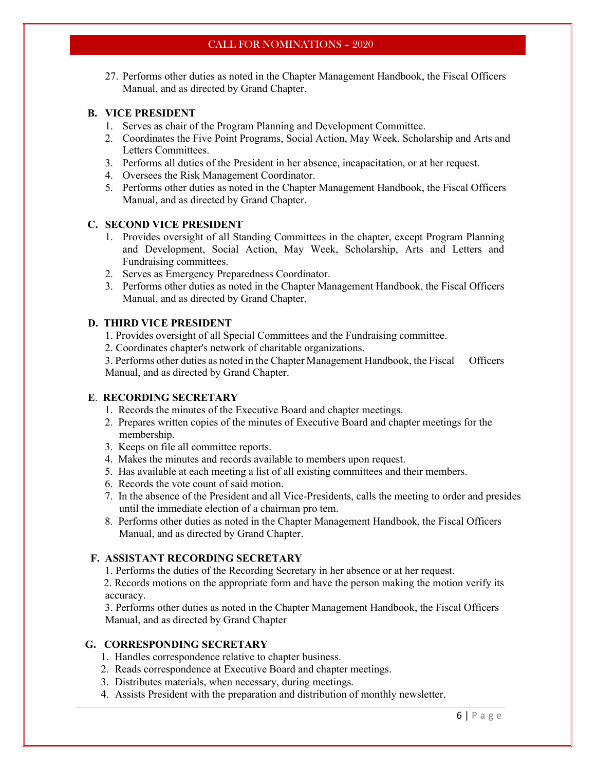27. Performs other duties as noted in the Chapter Management Handbook, the Fiscal Officers Manual, and as directed by Grand Chapter.

**B. VICE PRESIDENT**

1. Serves as chair of the Program Planning and Development Committee.
2. Coordinates the Five Point Programs, Social Action, May Week, Scholarship and Arts and Letters Committees.
3. Performs all duties of the President in her absence, incapacitation, or at her request.
4. Oversees the Risk Management Coordinator.
5. Performs other duties as noted in the Chapter Management Handbook, the Fiscal Officers Manual, and as directed by Grand Chapter.

**C. SECOND VICE PRESIDENT**

1. Provides oversight of all Standing Committees in the chapter, except Program Planning and Development, Social Action, May Week, Scholarship, Arts and Letters and Fundraising committees.
2. Serves as Emergency Preparedness Coordinator.
3. Performs other duties as noted in the Chapter Management Handbook, the Fiscal Officers Manual, and as directed by Grand Chapter,

**D. THIRD VICE PRESIDENT**

1. Provides oversight of all Special Committees and the Fundraising committee.
2. Coordinates chapter's network of charitable organizations.
3. Performs other duties as noted in the Chapter Management Handbook, the Fiscal Officers Manual, and as directed by Grand Chapter.

**E. RECORDING SECRETARY**

1. Records the minutes of the Executive Board and chapter meetings.
2. Prepares written copies of the minutes of Executive Board and chapter meetings for the membership.
3. Keeps on file all committee reports.
4. Makes the minutes and records available to members upon request.
5. Has available at each meeting a list of all existing committees and their members.
6. Records the vote count of said motion.
7. In the absence of the President and all Vice-Presidents, calls the meeting to order and presides until the immediate election of a chairman pro tem.
8. Performs other duties as noted in the Chapter Management Handbook, the Fiscal Officers Manual, and as directed by Grand Chapter.

**F. ASSISTANT RECORDING SECRETARY**

1. Performs the duties of the Recording Secretary in her absence or at her request.
2. Records motions on the appropriate form and have the person making the motion verify its accuracy.
3. Performs other duties as noted in the Chapter Management Handbook, the Fiscal Officers Manual, and as directed by Grand Chapter

**G. CORRESPONDING SECRETARY**

1. Handles correspondence relative to chapter business.
2. Reads correspondence at Executive Board and chapter meetings.
3. Distributes materials, when necessary, during meetings.
4. Assists President with the preparation and distribution of monthly newsletter.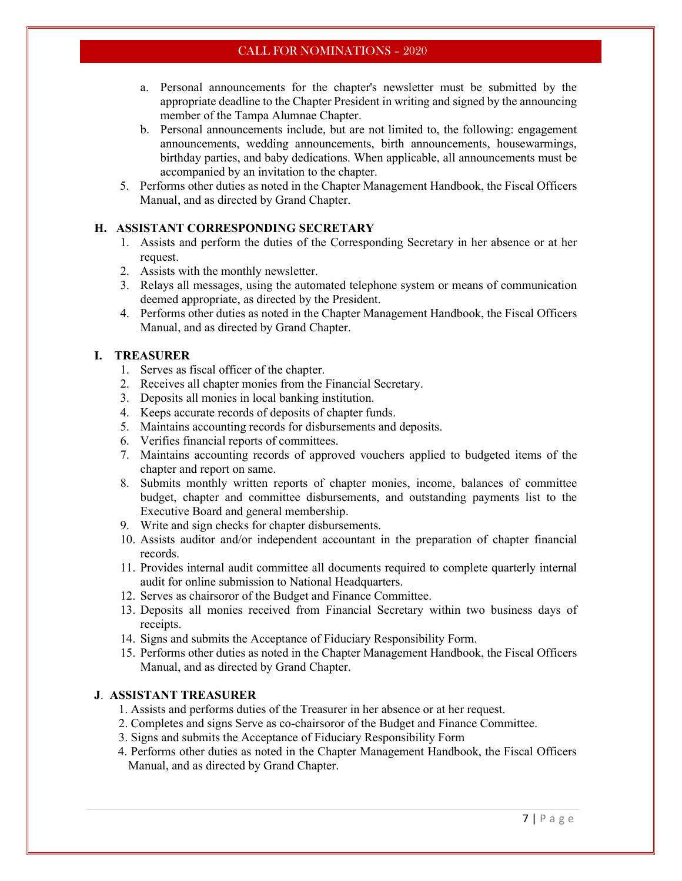a. Personal announcements for the chapter's newsletter must be submitted by the appropriate deadline to the Chapter President in writing and signed by the announcing member of the Tampa Alumnae Chapter.
b. Personal announcements include, but are not limited to, the following: engagement announcements, wedding announcements, birth announcements, housewarmings, birthday parties, and baby dedications. When applicable, all announcements must be accompanied by an invitation to the chapter.

5. Performs other duties as noted in the Chapter Management Handbook, the Fiscal Officers Manual, and as directed by Grand Chapter.

### H. ASSISTANT CORRESPONDING SECRETARY

1. Assists and perform the duties of the Corresponding Secretary in her absence or at her request.
2. Assists with the monthly newsletter.
3. Relays all messages, using the automated telephone system or means of communication deemed appropriate, as directed by the President.
4. Performs other duties as noted in the Chapter Management Handbook, the Fiscal Officers Manual, and as directed by Grand Chapter.

### I. TREASURER

1. Serves as fiscal officer of the chapter.
2. Receives all chapter monies from the Financial Secretary.
3. Deposits all monies in local banking institution.
4. Keeps accurate records of deposits of chapter funds.
5. Maintains accounting records for disbursements and deposits.
6. Verifies financial reports of committees.
7. Maintains accounting records of approved vouchers applied to budgeted items of the chapter and report on same.
8. Submits monthly written reports of chapter monies, income, balances of committee budget, chapter and committee disbursements, and outstanding payments list to the Executive Board and general membership.
9. Write and sign checks for chapter disbursements.
10. Assists auditor and/or independent accountant in the preparation of chapter financial records.
11. Provides internal audit committee all documents required to complete quarterly internal audit for online submission to National Headquarters.
12. Serves as chairsoror of the Budget and Finance Committee.
13. Deposits all monies received from Financial Secretary within two business days of receipts.
14. Signs and submits the Acceptance of Fiduciary Responsibility Form.
15. Performs other duties as noted in the Chapter Management Handbook, the Fiscal Officers Manual, and as directed by Grand Chapter.

### J. ASSISTANT TREASURER

1. Assists and performs duties of the Treasurer in her absence or at her request.
2. Completes and signs Serve as co-chairsoror of the Budget and Finance Committee.
3. Signs and submits the Acceptance of Fiduciary Responsibility Form
4. Performs other duties as noted in the Chapter Management Handbook, the Fiscal Officers Manual, and as directed by Grand Chapter.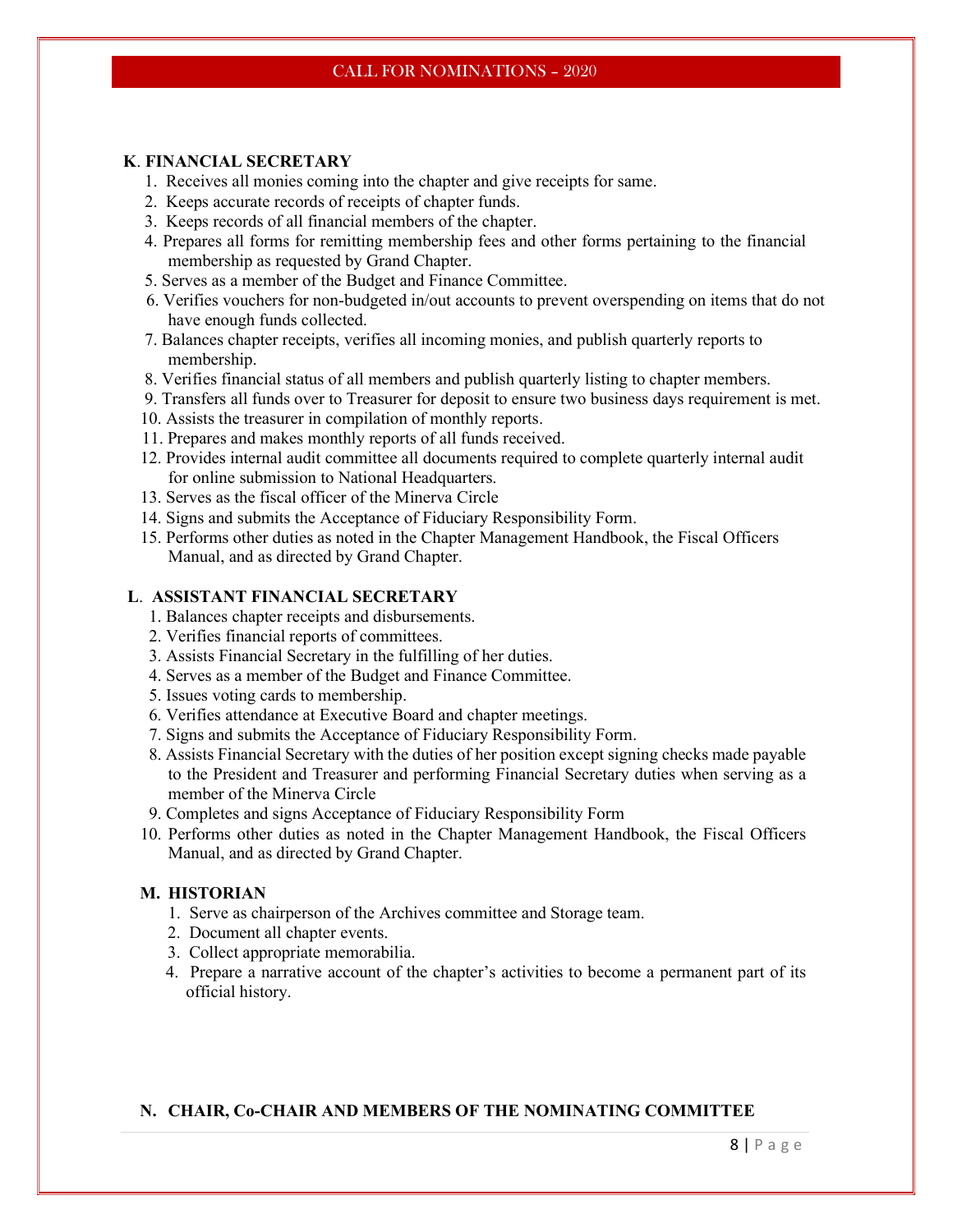**K. FINANCIAL SECRETARY**

1. Receives all monies coming into the chapter and give receipts for same.
2. Keeps accurate records of receipts of chapter funds.
3. Keeps records of all financial members of the chapter.
4. Prepares all forms for remitting membership fees and other forms pertaining to the financial membership as requested by Grand Chapter.
5. Serves as a member of the Budget and Finance Committee.
6. Verifies vouchers for non-budgeted in/out accounts to prevent overspending on items that do not have enough funds collected.
7. Balances chapter receipts, verifies all incoming monies, and publish quarterly reports to membership.
8. Verifies financial status of all members and publish quarterly listing to chapter members.
9. Transfers all funds over to Treasurer for deposit to ensure two business days requirement is met.
10. Assists the treasurer in compilation of monthly reports.
11. Prepares and makes monthly reports of all funds received.
12. Provides internal audit committee all documents required to complete quarterly internal audit for online submission to National Headquarters.
13. Serves as the fiscal officer of the Minerva Circle
14. Signs and submits the Acceptance of Fiduciary Responsibility Form.
15. Performs other duties as noted in the Chapter Management Handbook, the Fiscal Officers Manual, and as directed by Grand Chapter.

**L. ASSISTANT FINANCIAL SECRETARY**

1. Balances chapter receipts and disbursements.
2. Verifies financial reports of committees.
3. Assists Financial Secretary in the fulfilling of her duties.
4. Serves as a member of the Budget and Finance Committee.
5. Issues voting cards to membership.
6. Verifies attendance at Executive Board and chapter meetings.
7. Signs and submits the Acceptance of Fiduciary Responsibility Form.
8. Assists Financial Secretary with the duties of her position except signing checks made payable to the President and Treasurer and performing Financial Secretary duties when serving as a member of the Minerva Circle
9. Completes and signs Acceptance of Fiduciary Responsibility Form
10. Performs other duties as noted in the Chapter Management Handbook, the Fiscal Officers Manual, and as directed by Grand Chapter.

**M. HISTORIAN**

1. Serve as chairperson of the Archives committee and Storage team.
2. Document all chapter events.
3. Collect appropriate memorabilia.
4. Prepare a narrative account of the chapter's activities to become a permanent part of its official history.

**N. CHAIR, Co-CHAIR AND MEMBERS OF THE NOMINATING COMMITTEE**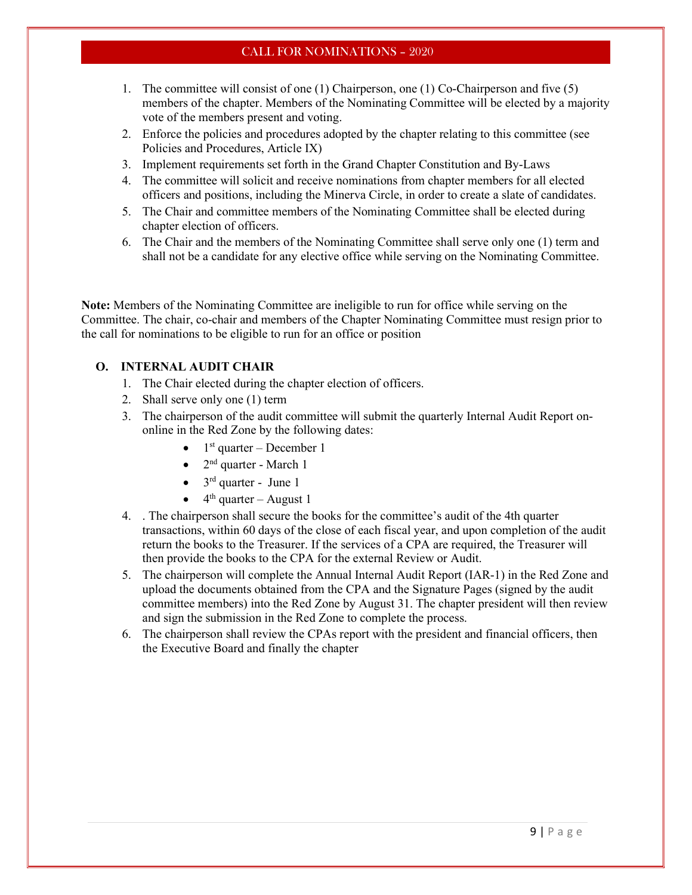1. The committee will consist of one (1) Chairperson, one (1) Co-Chairperson and five (5) members of the chapter. Members of the Nominating Committee will be elected by a majority vote of the members present and voting.
2. Enforce the policies and procedures adopted by the chapter relating to this committee (see Policies and Procedures, Article IX)
3. Implement requirements set forth in the Grand Chapter Constitution and By-Laws
4. The committee will solicit and receive nominations from chapter members for all elected officers and positions, including the Minerva Circle, in order to create a slate of candidates.
5. The Chair and committee members of the Nominating Committee shall be elected during chapter election of officers.
6. The Chair and the members of the Nominating Committee shall serve only one (1) term and shall not be a candidate for any elective office while serving on the Nominating Committee.

**Note:** Members of the Nominating Committee are ineligible to run for office while serving on the Committee. The chair, co-chair and members of the Chapter Nominating Committee must resign prior to the call for nominations to be eligible to run for an office or position

### O. INTERNAL AUDIT CHAIR

1. The Chair elected during the chapter election of officers.
2. Shall serve only one (1) term
3. The chairperson of the audit committee will submit the quarterly Internal Audit Report on-online in the Red Zone by the following dates:
   - 1st quarter – December 1
   - 2nd quarter - March 1
   - 3rd quarter - June 1
   - 4th quarter – August 1
4. . The chairperson shall secure the books for the committee's audit of the 4th quarter transactions, within 60 days of the close of each fiscal year, and upon completion of the audit return the books to the Treasurer. If the services of a CPA are required, the Treasurer will then provide the books to the CPA for the external Review or Audit.
5. The chairperson will complete the Annual Internal Audit Report (IAR-1) in the Red Zone and upload the documents obtained from the CPA and the Signature Pages (signed by the audit committee members) into the Red Zone by August 31. The chapter president will then review and sign the submission in the Red Zone to complete the process.
6. The chairperson shall review the CPAs report with the president and financial officers, then the Executive Board and finally the chapter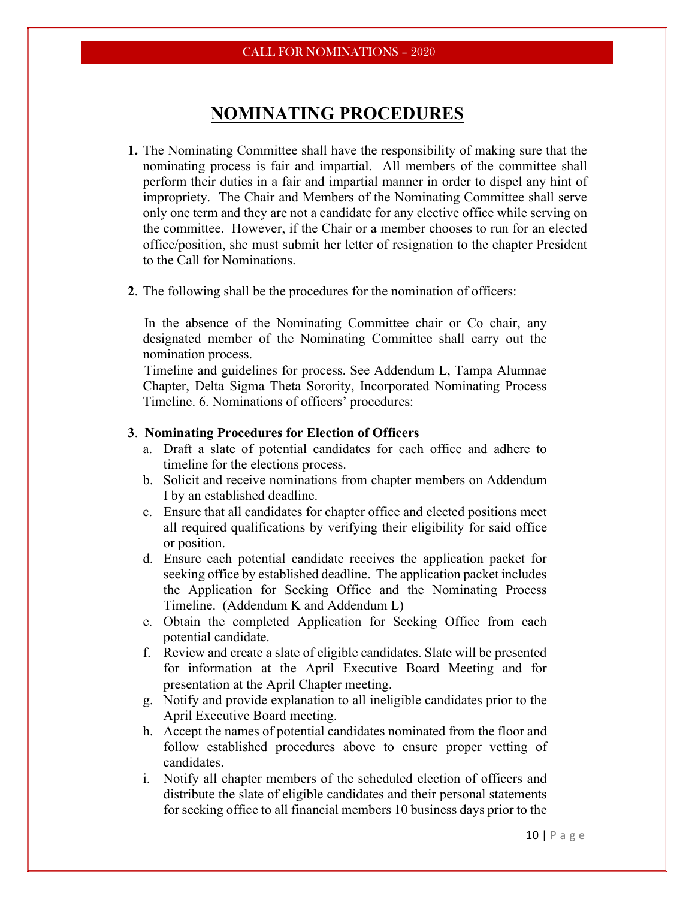# NOMINATING PROCEDURES

**1.** The Nominating Committee shall have the responsibility of making sure that the nominating process is fair and impartial. All members of the committee shall perform their duties in a fair and impartial manner in order to dispel any hint of impropriety. The Chair and Members of the Nominating Committee shall serve only one term and they are not a candidate for any elective office while serving on the committee. However, if the Chair or a member chooses to run for an elected office/position, she must submit her letter of resignation to the chapter President to the Call for Nominations.

**2**. The following shall be the procedures for the nomination of officers:

In the absence of the Nominating Committee chair or Co chair, any designated member of the Nominating Committee shall carry out the nomination process.
Timeline and guidelines for process. See Addendum L, Tampa Alumnae Chapter, Delta Sigma Theta Sorority, Incorporated Nominating Process Timeline. 6. Nominations of officers' procedures:

**3**. **Nominating Procedures for Election of Officers**

a. Draft a slate of potential candidates for each office and adhere to timeline for the elections process.
b. Solicit and receive nominations from chapter members on Addendum I by an established deadline.
c. Ensure that all candidates for chapter office and elected positions meet all required qualifications by verifying their eligibility for said office or position.
d. Ensure each potential candidate receives the application packet for seeking office by established deadline. The application packet includes the Application for Seeking Office and the Nominating Process Timeline. (Addendum K and Addendum L)
e. Obtain the completed Application for Seeking Office from each potential candidate.
f. Review and create a slate of eligible candidates. Slate will be presented for information at the April Executive Board Meeting and for presentation at the April Chapter meeting.
g. Notify and provide explanation to all ineligible candidates prior to the April Executive Board meeting.
h. Accept the names of potential candidates nominated from the floor and follow established procedures above to ensure proper vetting of candidates.
i. Notify all chapter members of the scheduled election of officers and distribute the slate of eligible candidates and their personal statements for seeking office to all financial members 10 business days prior to the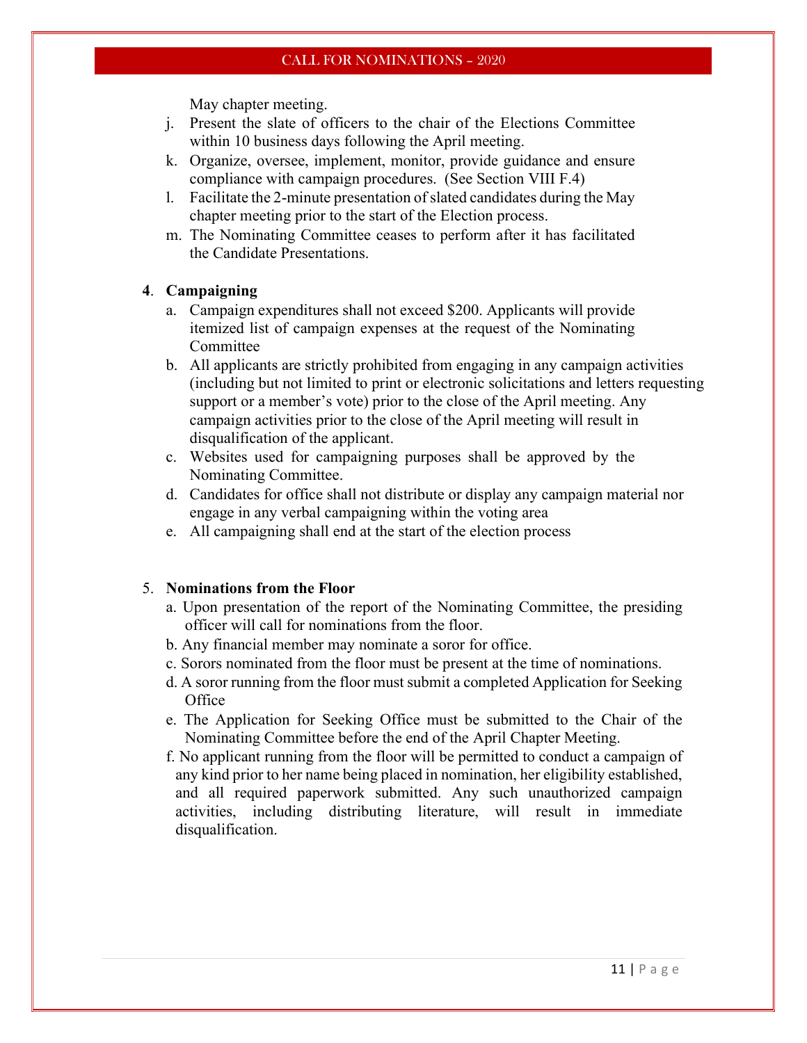May chapter meeting.

j. Present the slate of officers to the chair of the Elections Committee within 10 business days following the April meeting.
k. Organize, oversee, implement, monitor, provide guidance and ensure compliance with campaign procedures. (See Section VIII F.4)
l. Facilitate the 2-minute presentation of slated candidates during the May chapter meeting prior to the start of the Election process.
m. The Nominating Committee ceases to perform after it has facilitated the Candidate Presentations.

**4. Campaigning**

a. Campaign expenditures shall not exceed $200. Applicants will provide itemized list of campaign expenses at the request of the Nominating Committee
b. All applicants are strictly prohibited from engaging in any campaign activities (including but not limited to print or electronic solicitations and letters requesting support or a member's vote) prior to the close of the April meeting. Any campaign activities prior to the close of the April meeting will result in disqualification of the applicant.
c. Websites used for campaigning purposes shall be approved by the Nominating Committee.
d. Candidates for office shall not distribute or display any campaign material nor engage in any verbal campaigning within the voting area
e. All campaigning shall end at the start of the election process

5. **Nominations from the Floor**

a. Upon presentation of the report of the Nominating Committee, the presiding officer will call for nominations from the floor.
b. Any financial member may nominate a soror for office.
c. Sorors nominated from the floor must be present at the time of nominations.
d. A soror running from the floor must submit a completed Application for Seeking Office
e. The Application for Seeking Office must be submitted to the Chair of the Nominating Committee before the end of the April Chapter Meeting.
f. No applicant running from the floor will be permitted to conduct a campaign of any kind prior to her name being placed in nomination, her eligibility established, and all required paperwork submitted. Any such unauthorized campaign activities, including distributing literature, will result in immediate disqualification.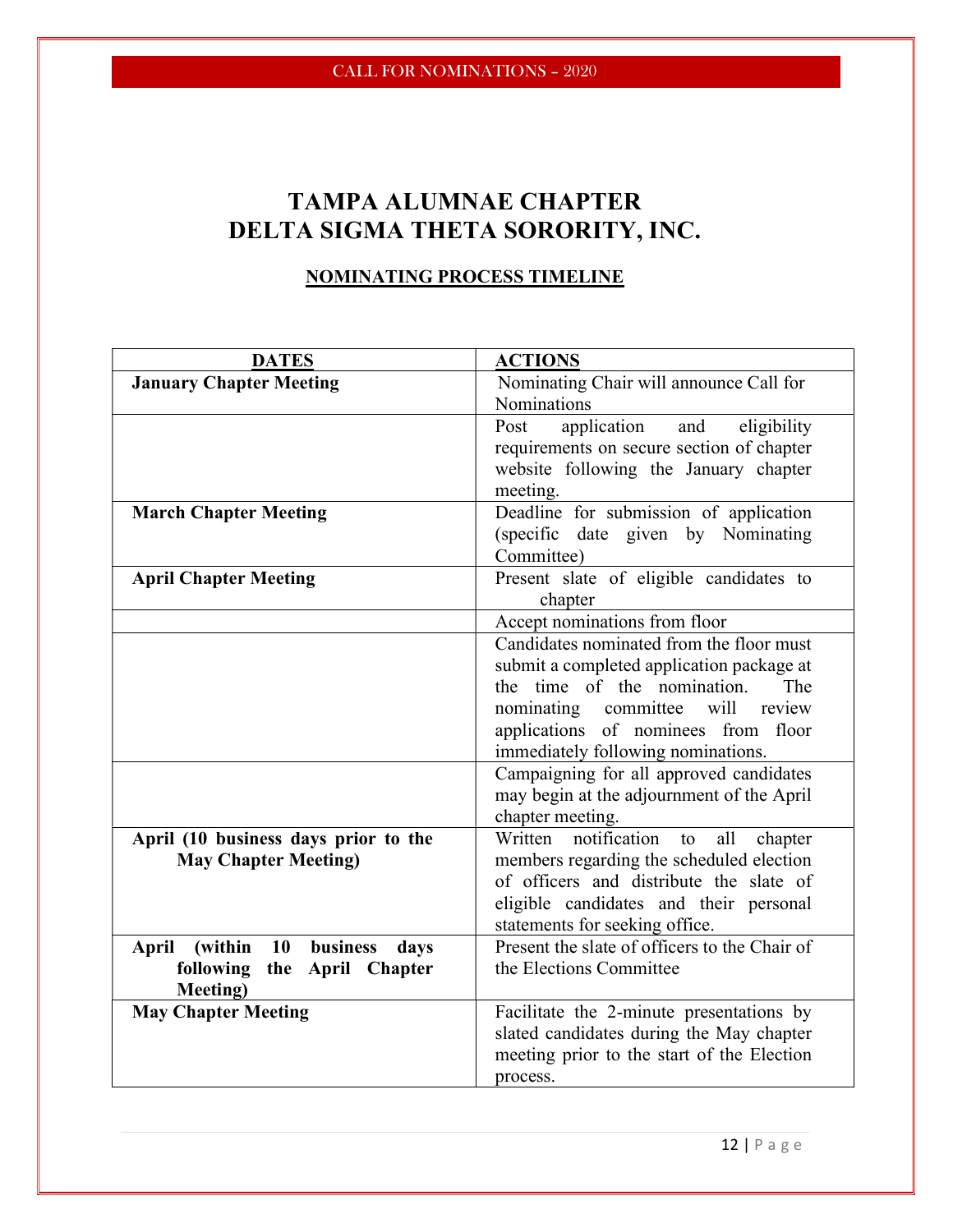# TAMPA ALUMNAE CHAPTER
# DELTA SIGMA THETA SORORITY, INC.

## NOMINATING PROCESS TIMELINE

| DATES | ACTIONS |
|---|---|
| **January Chapter Meeting** | Nominating Chair will announce Call for Nominations |
| | Post application and eligibility requirements on secure section of chapter website following the January chapter meeting. |
| **March Chapter Meeting** | Deadline for submission of application (specific date given by Nominating Committee) |
| **April Chapter Meeting** | Present slate of eligible candidates to chapter |
| | Accept nominations from floor |
| | Candidates nominated from the floor must submit a completed application package at the time of the nomination. The nominating committee will review applications of nominees from floor immediately following nominations. |
| | Campaigning for all approved candidates may begin at the adjournment of the April chapter meeting. |
| **April (10 business days prior to the May Chapter Meeting)** | Written notification to all chapter members regarding the scheduled election of officers and distribute the slate of eligible candidates and their personal statements for seeking office. |
| **April (within 10 business days following the April Chapter Meeting)** | Present the slate of officers to the Chair of the Elections Committee |
| **May Chapter Meeting** | Facilitate the 2-minute presentations by slated candidates during the May chapter meeting prior to the start of the Election process. |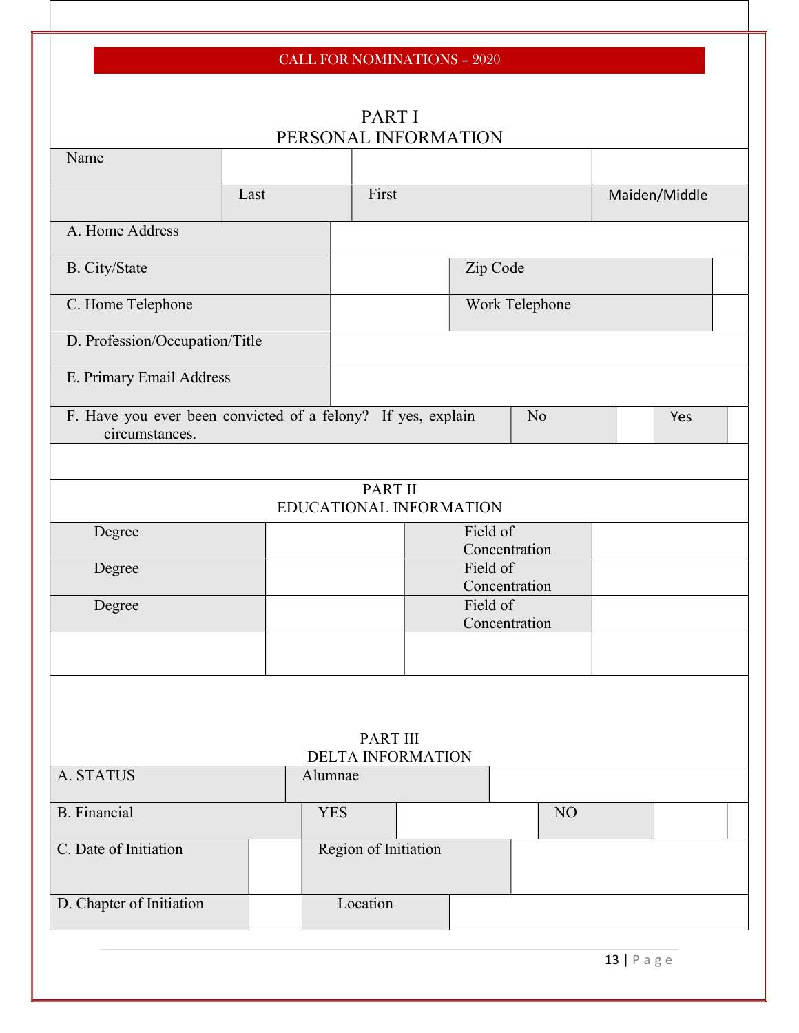CALL FOR NOMINATIONS – 2020

## PART I
## PERSONAL INFORMATION

| Name | | | |
|---|---|---|---|
| | Last | First | Maiden/Middle |

| | | | |
|---|---|---|---|
| A. Home Address | | | |
| B. City/State | | Zip Code | |
| C. Home Telephone | | Work Telephone | |
| D. Profession/Occupation/Title | | | |
| E. Primary Email Address | | | |

| | | | | |
|---|---|---|---|---|
| F. Have you ever been convicted of a felony? If yes, explain circumstances. | No | | Yes | |

## PART II
## EDUCATIONAL INFORMATION

| | | | |
|---|---|---|---|
| Degree | | Field of Concentration | |
| Degree | | Field of Concentration | |
| Degree | | Field of Concentration | |
| | | | |

## PART III
## DELTA INFORMATION

| | | | | |
|---|---|---|---|---|
| A. STATUS | Alumnae | | | |
| B. Financial | YES | | NO | |

| | | | |
|---|---|---|---|
| C. Date of Initiation | | Region of Initiation | |
| D. Chapter of Initiation | | Location | |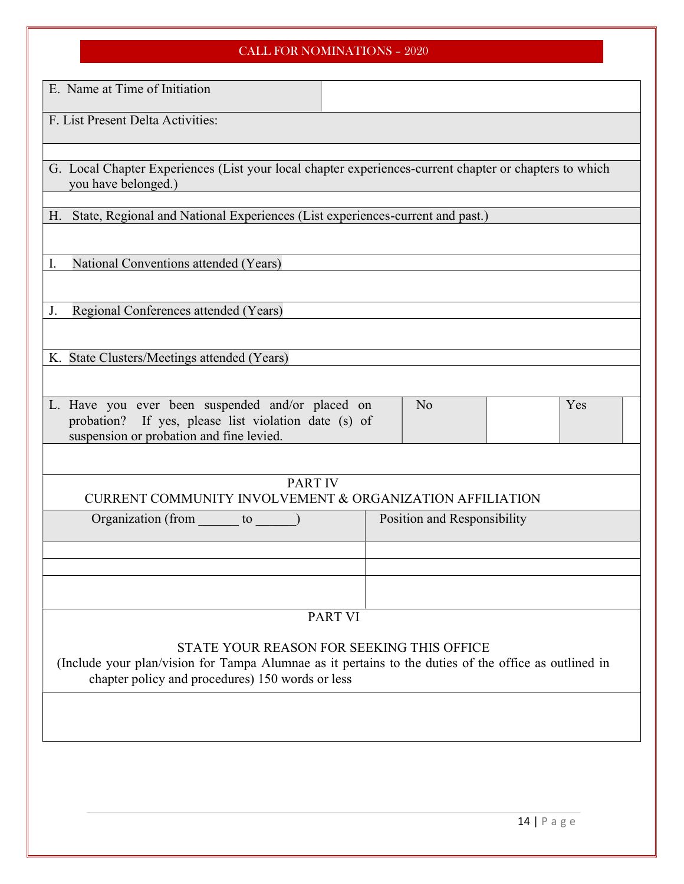## CALL FOR NOMINATIONS – 2020

| E. Name at Time of Initiation | |
|---|---|

F. List Present Delta Activities:

G. Local Chapter Experiences (List your local chapter experiences-current chapter or chapters to which you have belonged.)

H. State, Regional and National Experiences (List experiences-current and past.)

I. National Conventions attended (Years)

J. Regional Conferences attended (Years)

K. State Clusters/Meetings attended (Years)

| L. Have you ever been suspended and/or placed on probation? If yes, please list violation date (s) of suspension or probation and fine levied. | No | | Yes | |
|---|---|---|---|---|

### PART IV

### CURRENT COMMUNITY INVOLVEMENT & ORGANIZATION AFFILIATION

| Organization (from ______ to ______) | Position and Responsibility |
|---|---|
| | |
| | |
| | |

### PART VI

### STATE YOUR REASON FOR SEEKING THIS OFFICE

(Include your plan/vision for Tampa Alumnae as it pertains to the duties of the office as outlined in chapter policy and procedures) 150 words or less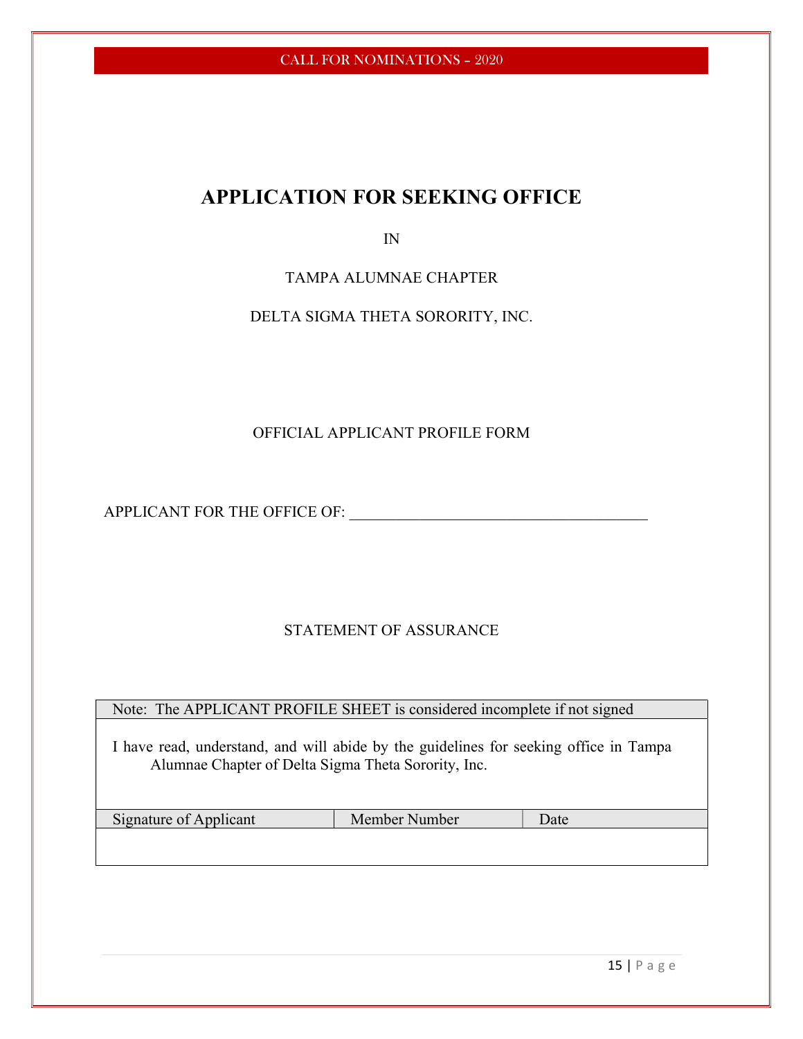# APPLICATION FOR SEEKING OFFICE

IN

TAMPA ALUMNAE CHAPTER

DELTA SIGMA THETA SORORITY, INC.

OFFICIAL APPLICANT PROFILE FORM

APPLICANT FOR THE OFFICE OF: ______________________________________

STATEMENT OF ASSURANCE

| Note: The APPLICANT PROFILE SHEET is considered incomplete if not signed | | |
|---|---|---|
| I have read, understand, and will abide by the guidelines for seeking office in Tampa Alumnae Chapter of Delta Sigma Theta Sorority, Inc. | | |
| Signature of Applicant | Member Number | Date |
| | | |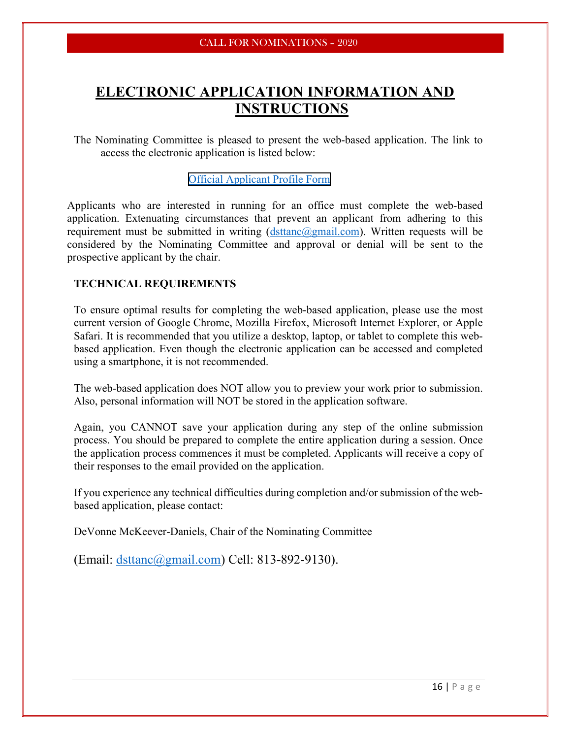# ELECTRONIC APPLICATION INFORMATION AND INSTRUCTIONS

The Nominating Committee is pleased to present the web-based application. The link to access the electronic application is listed below:

Official Applicant Profile Form

Applicants who are interested in running for an office must complete the web-based application. Extenuating circumstances that prevent an applicant from adhering to this requirement must be submitted in writing (dsttanc@gmail.com). Written requests will be considered by the Nominating Committee and approval or denial will be sent to the prospective applicant by the chair.

**TECHNICAL REQUIREMENTS**

To ensure optimal results for completing the web-based application, please use the most current version of Google Chrome, Mozilla Firefox, Microsoft Internet Explorer, or Apple Safari. It is recommended that you utilize a desktop, laptop, or tablet to complete this web-based application. Even though the electronic application can be accessed and completed using a smartphone, it is not recommended.

The web-based application does NOT allow you to preview your work prior to submission. Also, personal information will NOT be stored in the application software.

Again, you CANNOT save your application during any step of the online submission process. You should be prepared to complete the entire application during a session. Once the application process commences it must be completed. Applicants will receive a copy of their responses to the email provided on the application.

If you experience any technical difficulties during completion and/or submission of the web-based application, please contact:

DeVonne McKeever-Daniels, Chair of the Nominating Committee

(Email: dsttanc@gmail.com) Cell: 813-892-9130).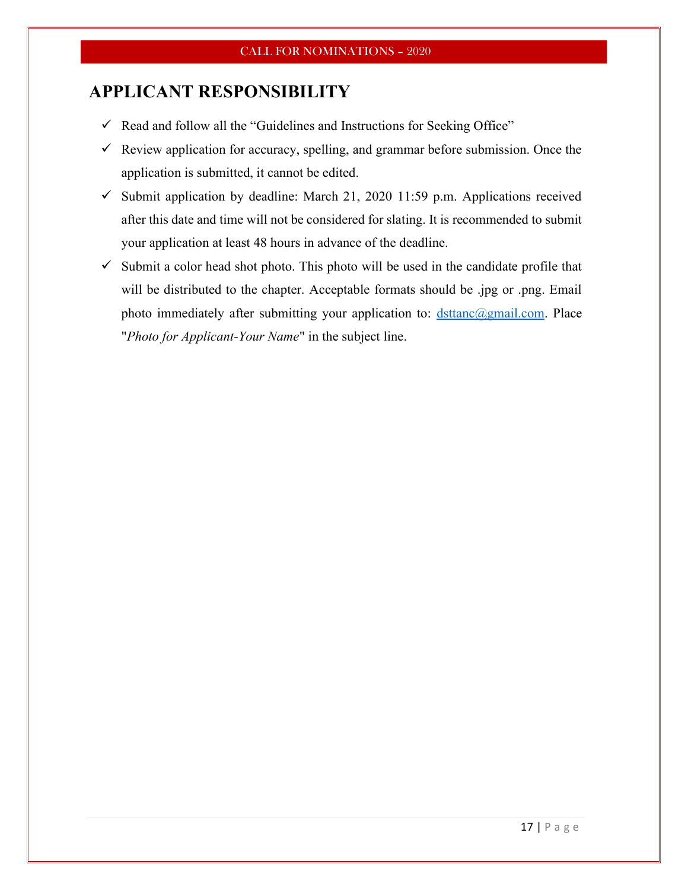## APPLICANT RESPONSIBILITY

- ✓ Read and follow all the "Guidelines and Instructions for Seeking Office"
- ✓ Review application for accuracy, spelling, and grammar before submission. Once the application is submitted, it cannot be edited.
- ✓ Submit application by deadline: March 21, 2020 11:59 p.m. Applications received after this date and time will not be considered for slating. It is recommended to submit your application at least 48 hours in advance of the deadline.
- ✓ Submit a color head shot photo. This photo will be used in the candidate profile that will be distributed to the chapter. Acceptable formats should be .jpg or .png. Email photo immediately after submitting your application to: dsttanc@gmail.com. Place "*Photo for Applicant-Your Name*" in the subject line.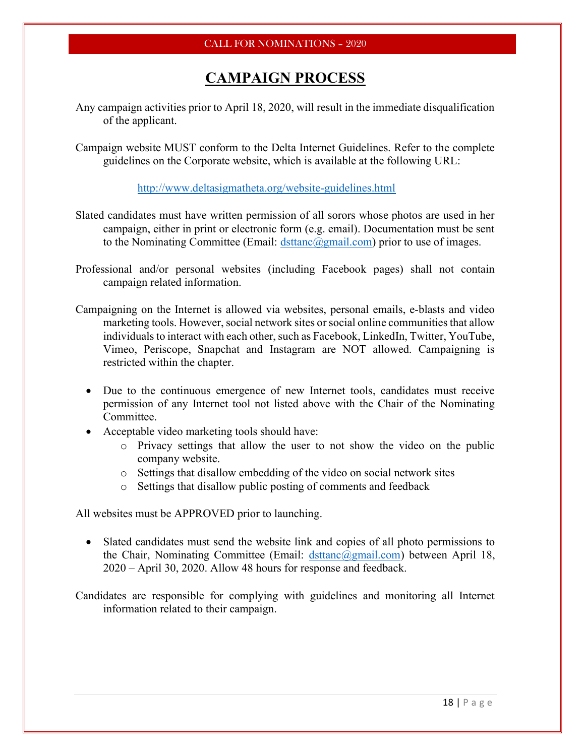# CAMPAIGN PROCESS

Any campaign activities prior to April 18, 2020, will result in the immediate disqualification of the applicant.

Campaign website MUST conform to the Delta Internet Guidelines. Refer to the complete guidelines on the Corporate website, which is available at the following URL:

http://www.deltasigmatheta.org/website-guidelines.html

Slated candidates must have written permission of all sorors whose photos are used in her campaign, either in print or electronic form (e.g. email). Documentation must be sent to the Nominating Committee (Email: dsttanc@gmail.com) prior to use of images.

Professional and/or personal websites (including Facebook pages) shall not contain campaign related information.

Campaigning on the Internet is allowed via websites, personal emails, e-blasts and video marketing tools. However, social network sites or social online communities that allow individuals to interact with each other, such as Facebook, LinkedIn, Twitter, YouTube, Vimeo, Periscope, Snapchat and Instagram are NOT allowed. Campaigning is restricted within the chapter.

- Due to the continuous emergence of new Internet tools, candidates must receive permission of any Internet tool not listed above with the Chair of the Nominating Committee.
- Acceptable video marketing tools should have:
  - Privacy settings that allow the user to not show the video on the public company website.
  - Settings that disallow embedding of the video on social network sites
  - Settings that disallow public posting of comments and feedback

All websites must be APPROVED prior to launching.

- Slated candidates must send the website link and copies of all photo permissions to the Chair, Nominating Committee (Email: dsttanc@gmail.com) between April 18, 2020 – April 30, 2020. Allow 48 hours for response and feedback.

Candidates are responsible for complying with guidelines and monitoring all Internet information related to their campaign.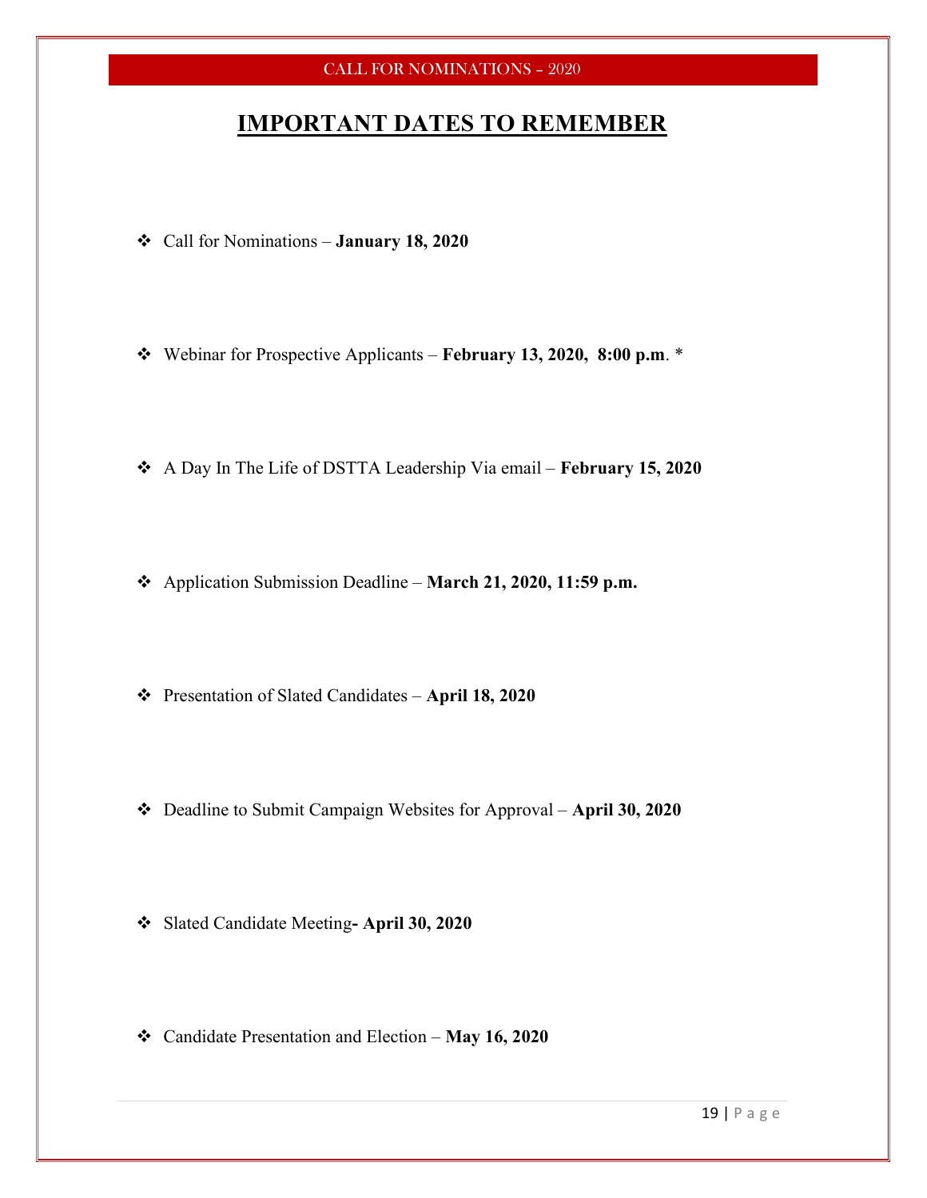# IMPORTANT DATES TO REMEMBER

- Call for Nominations – **January 18, 2020**

- Webinar for Prospective Applicants – **February 13, 2020, 8:00 p.m**. *

- A Day In The Life of DSTTA Leadership Via email – **February 15, 2020**

- Application Submission Deadline – **March 21, 2020, 11:59 p.m.**

- Presentation of Slated Candidates – **April 18, 2020**

- Deadline to Submit Campaign Websites for Approval – **April 30, 2020**

- Slated Candidate Meeting**- April 30, 2020**

- Candidate Presentation and Election – **May 16, 2020**